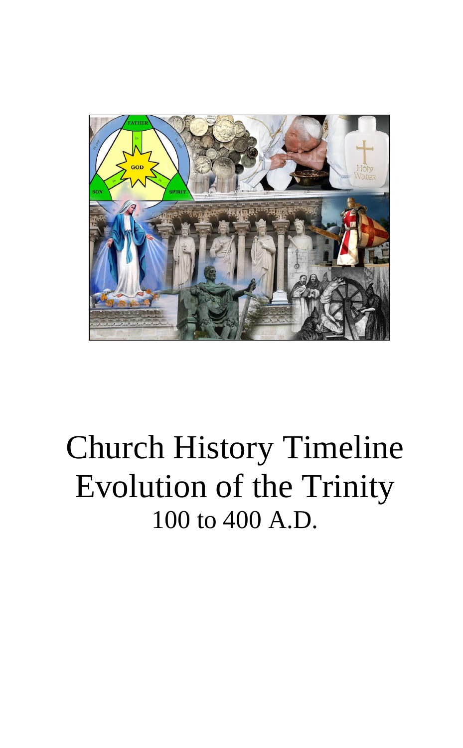# Church History Timeline
# Evolution of the Trinity
## 100 to 400 A.D.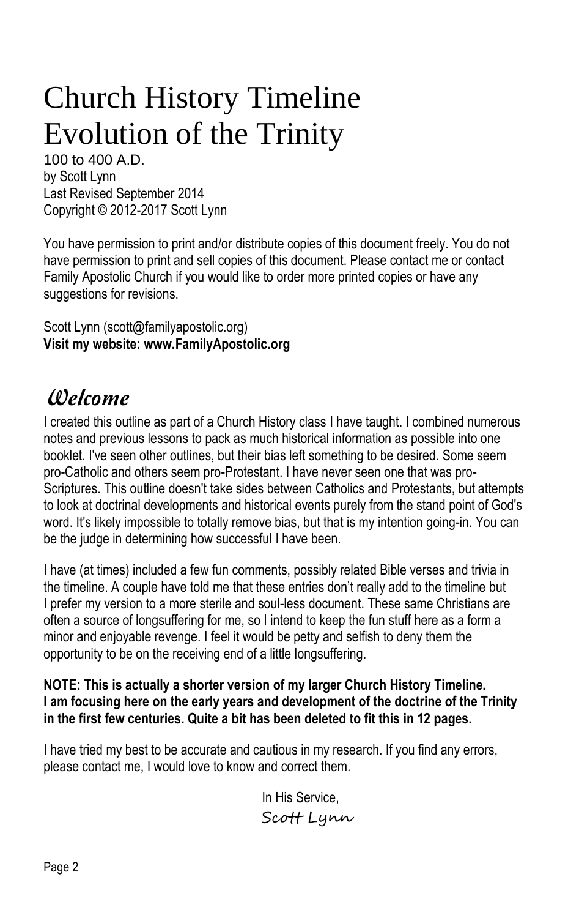# Church History Timeline
# Evolution of the Trinity

100 to 400 A.D.
by Scott Lynn
Last Revised September 2014
Copyright © 2012-2017 Scott Lynn

You have permission to print and/or distribute copies of this document freely. You do not have permission to print and sell copies of this document. Please contact me or contact Family Apostolic Church if you would like to order more printed copies or have any suggestions for revisions.

Scott Lynn (scott@familyapostolic.org)
**Visit my website: www.FamilyApostolic.org**

## *Welcome*

I created this outline as part of a Church History class I have taught. I combined numerous notes and previous lessons to pack as much historical information as possible into one booklet. I've seen other outlines, but their bias left something to be desired. Some seem pro-Catholic and others seem pro-Protestant. I have never seen one that was pro-Scriptures. This outline doesn't take sides between Catholics and Protestants, but attempts to look at doctrinal developments and historical events purely from the stand point of God's word. It's likely impossible to totally remove bias, but that is my intention going-in. You can be the judge in determining how successful I have been.

I have (at times) included a few fun comments, possibly related Bible verses and trivia in the timeline. A couple have told me that these entries don't really add to the timeline but I prefer my version to a more sterile and soul-less document. These same Christians are often a source of longsuffering for me, so I intend to keep the fun stuff here as a form a minor and enjoyable revenge. I feel it would be petty and selfish to deny them the opportunity to be on the receiving end of a little longsuffering.

**NOTE: This is actually a shorter version of my larger Church History Timeline. I am focusing here on the early years and development of the doctrine of the Trinity in the first few centuries. Quite a bit has been deleted to fit this in 12 pages.**

I have tried my best to be accurate and cautious in my research. If you find any errors, please contact me, I would love to know and correct them.

In His Service,
Scott Lynn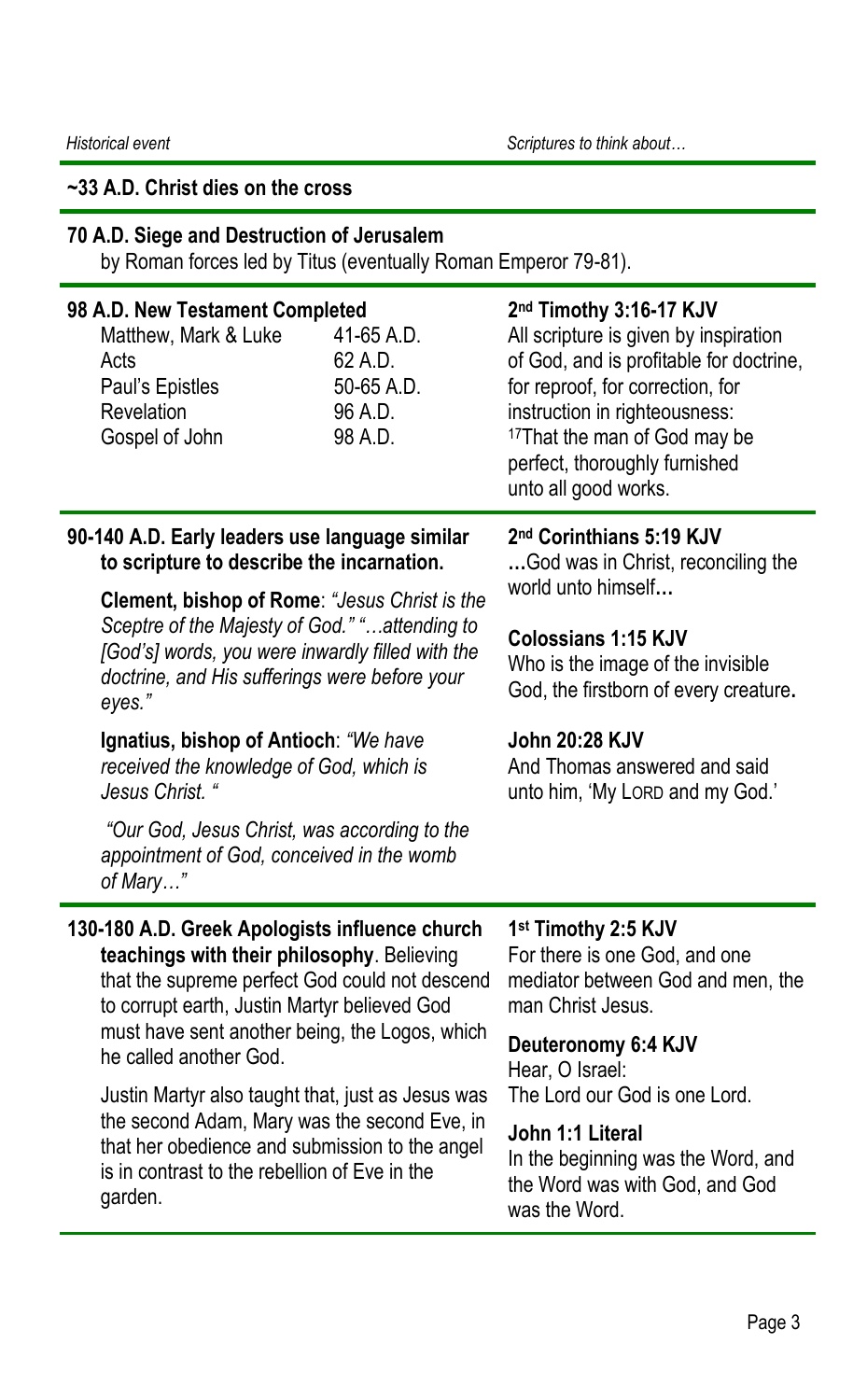*Historical event* | *Scripts to think about…*

**~33 A.D. Christ dies on the cross**

**70 A.D. Siege and Destruction of Jerusalem**
by Roman forces led by Titus (eventually Roman Emperor 79-81).

**98 A.D. New Testament Completed**

| | |
|---|---|
| Matthew, Mark & Luke | 41-65 A.D. |
| Acts | 62 A.D. |
| Paul's Epistles | 50-65 A.D. |
| Revelation | 96 A.D. |
| Gospel of John | 98 A.D. |

**2nd Timothy 3:16-17 KJV**
All scripture is given by inspiration of God, and is profitable for doctrine, for reproof, for correction, for instruction in righteousness: [17]That the man of God may be perfect, thoroughly furnished unto all good works.

**90-140 A.D. Early leaders use language similar to scripture to describe the incarnation.**

**Clement, bishop of Rome**: *"Jesus Christ is the Sceptre of the Majesty of God." "…attending to [God's] words, you were inwardly filled with the doctrine, and His sufferings were before your eyes."*

**Ignatius, bishop of Antioch**: *"We have received the knowledge of God, which is Jesus Christ. "*

*"Our God, Jesus Christ, was according to the appointment of God, conceived in the womb of Mary…"*

**2nd Corinthians 5:19 KJV**
**…**God was in Christ, reconciling the world unto himself**…**

**Colossians 1:15 KJV**
Who is the image of the invisible God, the firstborn of every creature**.**

**John 20:28 KJV**
And Thomas answered and said unto him, 'My LORD and my God.'

**130-180 A.D. Greek Apologists influence church teachings with their philosophy**. Believing that the supreme perfect God could not descend to corrupt earth, Justin Martyr believed God must have sent another being, the Logos, which he called another God.

Justin Martyr also taught that, just as Jesus was the second Adam, Mary was the second Eve, in that her obedience and submission to the angel is in contrast to the rebellion of Eve in the garden.

**1st Timothy 2:5 KJV**
For there is one God, and one mediator between God and men, the man Christ Jesus.

**Deuteronomy 6:4 KJV**
Hear, O Israel:
The Lord our God is one Lord.

**John 1:1 Literal**
In the beginning was the Word, and the Word was with God, and God was the Word.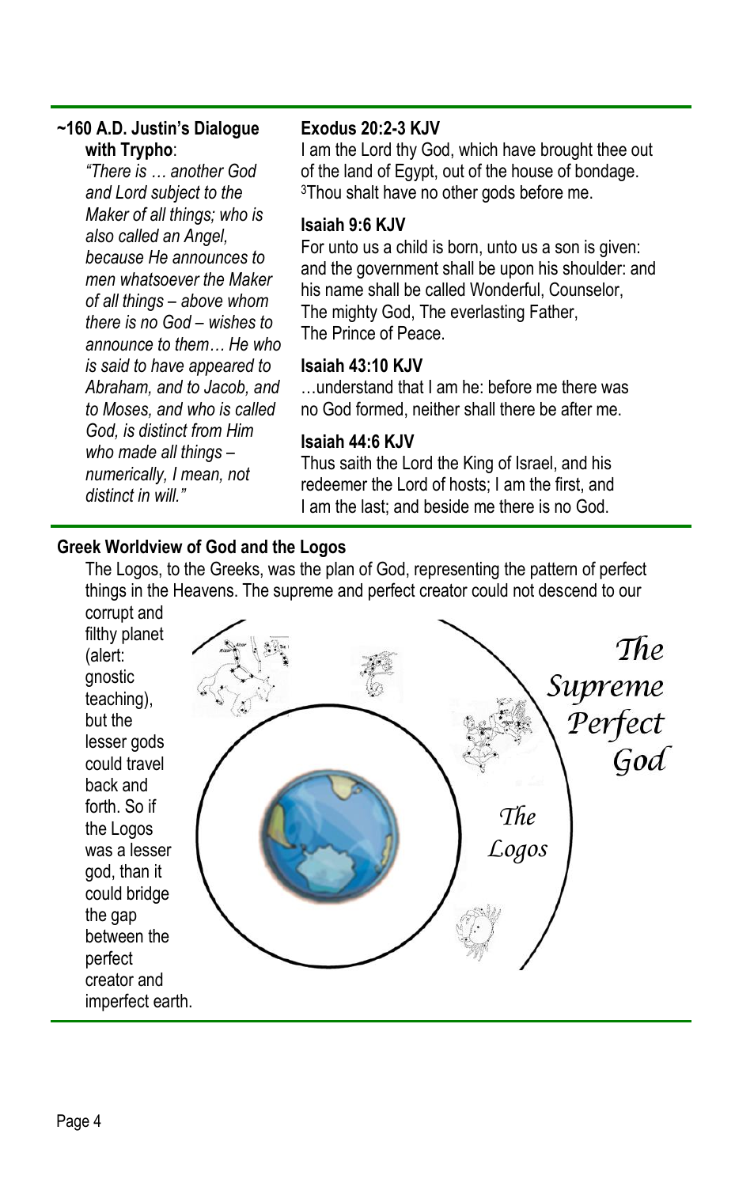**~160 A.D. Justin's Dialogue with Trypho**:

*"There is … another God and Lord subject to the Maker of all things; who is also called an Angel, because He announces to men whatsoever the Maker of all things – above whom there is no God – wishes to announce to them… He who is said to have appeared to Abraham, and to Jacob, and to Moses, and who is called God, is distinct from Him who made all things – numerically, I mean, not distinct in will."*

**Exodus 20:2-3 KJV**

I am the Lord thy God, which have brought thee out of the land of Egypt, out of the house of bondage. [3]Thou shalt have no other gods before me.

**Isaiah 9:6 KJV**

For unto us a child is born, unto us a son is given: and the government shall be upon his shoulder: and his name shall be called Wonderful, Counselor, The mighty God, The everlasting Father, The Prince of Peace.

**Isaiah 43:10 KJV**

…understand that I am he: before me there was no God formed, neither shall there be after me.

**Isaiah 44:6 KJV**

Thus saith the Lord the King of Israel, and his redeemer the Lord of hosts; I am the first, and I am the last; and beside me there is no God.

**Greek Worldview of God and the Logos**

The Logos, to the Greeks, was the plan of God, representing the pattern of perfect things in the Heavens. The supreme and perfect creator could not descend to our corrupt and filthy planet (alert: gnostic teaching), but the lesser gods could travel back and forth. So if the Logos was a lesser god, than it could bridge the gap between the perfect creator and imperfect earth.

The Supreme Perfect God

The Logos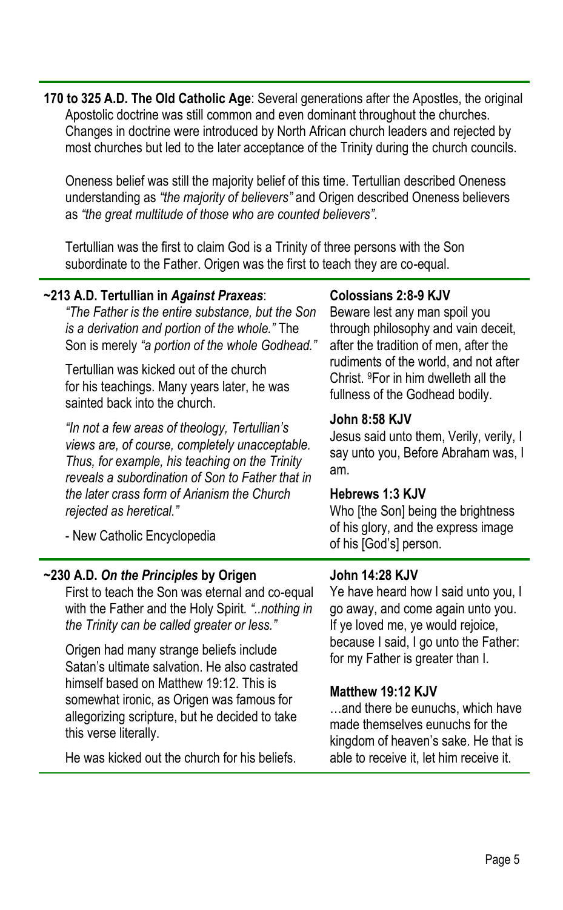**170 to 325 A.D. The Old Catholic Age**: Several generations after the Apostles, the original Apostolic doctrine was still common and even dominant throughout the churches. Changes in doctrine were introduced by North African church leaders and rejected by most churches but led to the later acceptance of the Trinity during the church councils.

Oneness belief was still the majority belief of this time. Tertullian described Oneness understanding as *"the majority of believers"* and Origen described Oneness believers as *"the great multitude of those who are counted believers"*.

Tertullian was the first to claim God is a Trinity of three persons with the Son subordinate to the Father. Origen was the first to teach they are co-equal.

---

**~213 A.D. Tertullian in *Against Praxeas***:

*"The Father is the entire substance, but the Son is a derivation and portion of the whole."* The Son is merely *"a portion of the whole Godhead."*

Tertullian was kicked out of the church for his teachings. Many years later, he was sainted back into the church.

*"In not a few areas of theology, Tertullian's views are, of course, completely unacceptable. Thus, for example, his teaching on the Trinity reveals a subordination of Son to Father that in the later crass form of Arianism the Church rejected as heretical."*

- New Catholic Encyclopedia

**Colossians 2:8-9 KJV**

Beware lest any man spoil you through philosophy and vain deceit, after the tradition of men, after the rudiments of the world, and not after Christ. [9]For in him dwelleth all the fullness of the Godhead bodily.

**John 8:58 KJV**

Jesus said unto them, Verily, verily, I say unto you, Before Abraham was, I am.

**Hebrews 1:3 KJV**

Who [the Son] being the brightness of his glory, and the express image of his [God's] person.

---

**~230 A.D. *On the Principles* by Origen**

First to teach the Son was eternal and co-equal with the Father and the Holy Spirit. *"..nothing in the Trinity can be called greater or less."*

Origen had many strange beliefs include Satan's ultimate salvation. He also castrated himself based on Matthew 19:12. This is somewhat ironic, as Origen was famous for allegorizing scripture, but he decided to take this verse literally.

He was kicked out the church for his beliefs.

**John 14:28 KJV**

Ye have heard how I said unto you, I go away, and come again unto you. If ye loved me, ye would rejoice, because I said, I go unto the Father: for my Father is greater than I.

**Matthew 19:12 KJV**

…and there be eunuchs, which have made themselves eunuchs for the kingdom of heaven's sake. He that is able to receive it, let him receive it.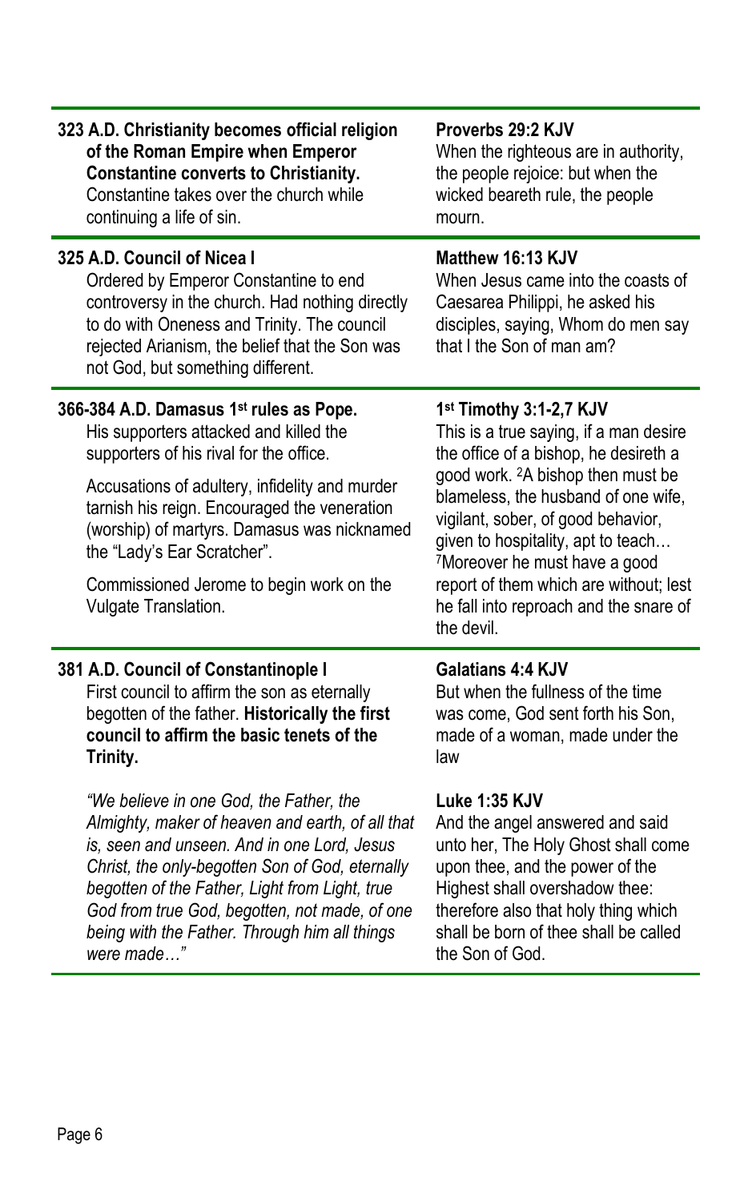**323 A.D. Christianity becomes official religion of the Roman Empire when Emperor Constantine converts to Christianity.** Constantine takes over the church while continuing a life of sin.

**Proverbs 29:2 KJV**
When the righteous are in authority, the people rejoice: but when the wicked beareth rule, the people mourn.

---

**325 A.D. Council of Nicea I**
Ordered by Emperor Constantine to end controversy in the church. Had nothing directly to do with Oneness and Trinity. The council rejected Arianism, the belief that the Son was not God, but something different.

**Matthew 16:13 KJV**
When Jesus came into the coasts of Caesarea Philippi, he asked his disciples, saying, Whom do men say that I the Son of man am?

---

**366-384 A.D. Damasus 1st rules as Pope.**
His supporters attacked and killed the supporters of his rival for the office.

Accusations of adultery, infidelity and murder tarnish his reign. Encouraged the veneration (worship) of martyrs. Damasus was nicknamed the "Lady's Ear Scratcher".

Commissioned Jerome to begin work on the Vulgate Translation.

**1st Timothy 3:1-2,7 KJV**
This is a true saying, if a man desire the office of a bishop, he desireth a good work. [2]A bishop then must be blameless, the husband of one wife, vigilant, sober, of good behavior, given to hospitality, apt to teach… [7]Moreover he must have a good report of them which are without; lest he fall into reproach and the snare of the devil.

---

**381 A.D. Council of Constantinople I**
First council to affirm the son as eternally begotten of the father. **Historically the first council to affirm the basic tenets of the Trinity.**

*"We believe in one God, the Father, the Almighty, maker of heaven and earth, of all that is, seen and unseen. And in one Lord, Jesus Christ, the only-begotten Son of God, eternally begotten of the Father, Light from Light, true God from true God, begotten, not made, of one being with the Father. Through him all things were made…"*

**Galatians 4:4 KJV**
But when the fullness of the time was come, God sent forth his Son, made of a woman, made under the law

**Luke 1:35 KJV**
And the angel answered and said unto her, The Holy Ghost shall come upon thee, and the power of the Highest shall overshadow thee: therefore also that holy thing which shall be born of thee shall be called the Son of God.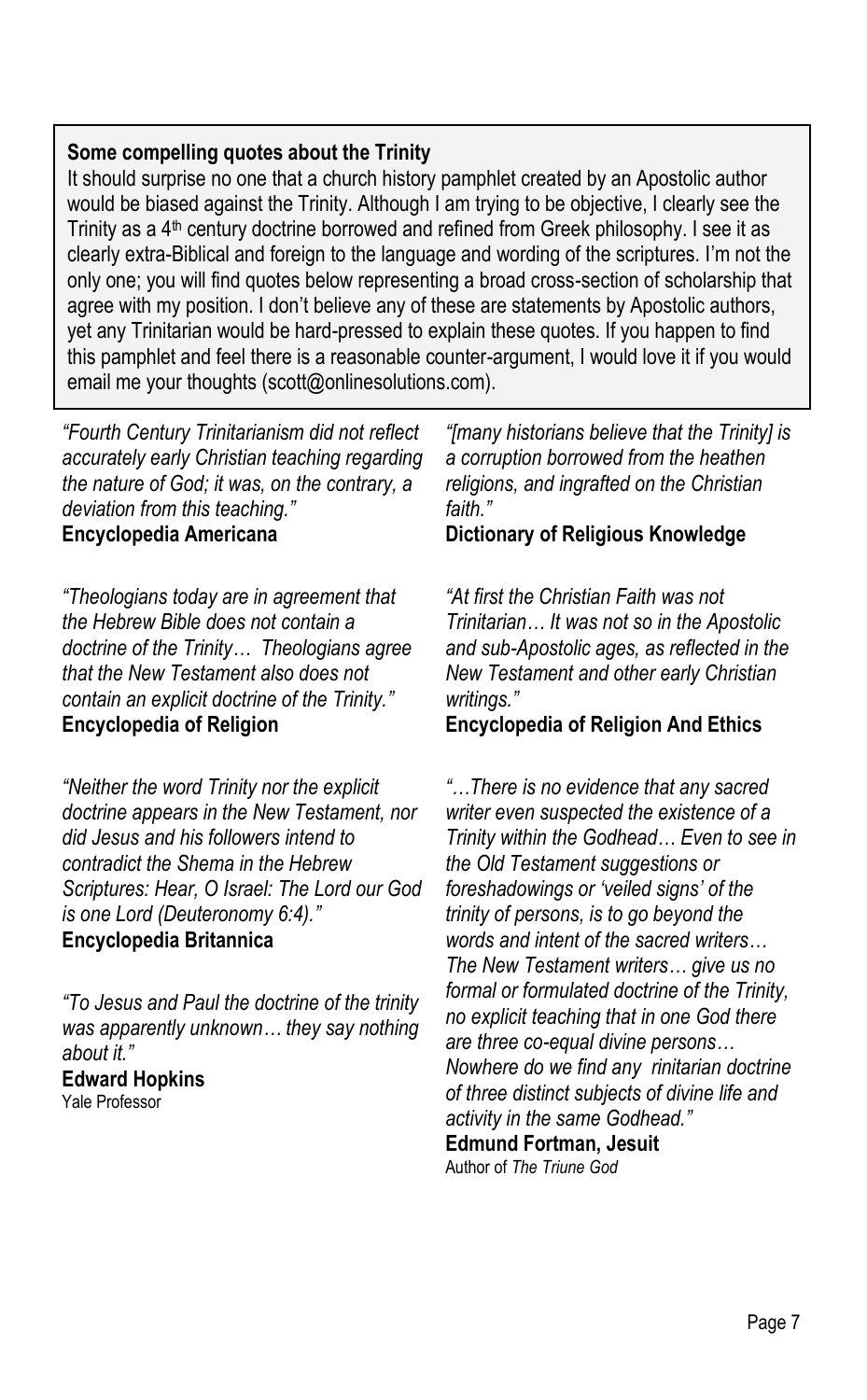**Some compelling quotes about the Trinity**

It should surprise no one that a church history pamphlet created by an Apostolic author would be biased against the Trinity. Although I am trying to be objective, I clearly see the Trinity as a 4th century doctrine borrowed and refined from Greek philosophy. I see it as clearly extra-Biblical and foreign to the language and wording of the scriptures. I'm not the only one; you will find quotes below representing a broad cross-section of scholarship that agree with my position. I don't believe any of these are statements by Apostolic authors, yet any Trinitarian would be hard-pressed to explain these quotes. If you happen to find this pamphlet and feel there is a reasonable counter-argument, I would love it if you would email me your thoughts (scott@onlinesolutions.com).

*"Fourth Century Trinitarianism did not reflect accurately early Christian teaching regarding the nature of God; it was, on the contrary, a deviation from this teaching."*
**Encyclopedia Americana**

*"Theologians today are in agreement that the Hebrew Bible does not contain a doctrine of the Trinity… Theologians agree that the New Testament also does not contain an explicit doctrine of the Trinity."*
**Encyclopedia of Religion**

*"Neither the word Trinity nor the explicit doctrine appears in the New Testament, nor did Jesus and his followers intend to contradict the Shema in the Hebrew Scriptures: Hear, O Israel: The Lord our God is one Lord (Deuteronomy 6:4)."*
**Encyclopedia Britannica**

*"To Jesus and Paul the doctrine of the trinity was apparently unknown… they say nothing about it."*
**Edward Hopkins**
Yale Professor

*"[many historians believe that the Trinity] is a corruption borrowed from the heathen religions, and ingrafted on the Christian faith."*
**Dictionary of Religious Knowledge**

*"At first the Christian Faith was not Trinitarian… It was not so in the Apostolic and sub-Apostolic ages, as reflected in the New Testament and other early Christian writings."*
**Encyclopedia of Religion And Ethics**

*"…There is no evidence that any sacred writer even suspected the existence of a Trinity within the Godhead… Even to see in the Old Testament suggestions or foreshadowings or 'veiled signs' of the trinity of persons, is to go beyond the words and intent of the sacred writers… The New Testament writers… give us no formal or formulated doctrine of the Trinity, no explicit teaching that in one God there are three co-equal divine persons… Nowhere do we find any rinitarian doctrine of three distinct subjects of divine life and activity in the same Godhead."*
**Edmund Fortman, Jesuit**
Author of *The Triune God*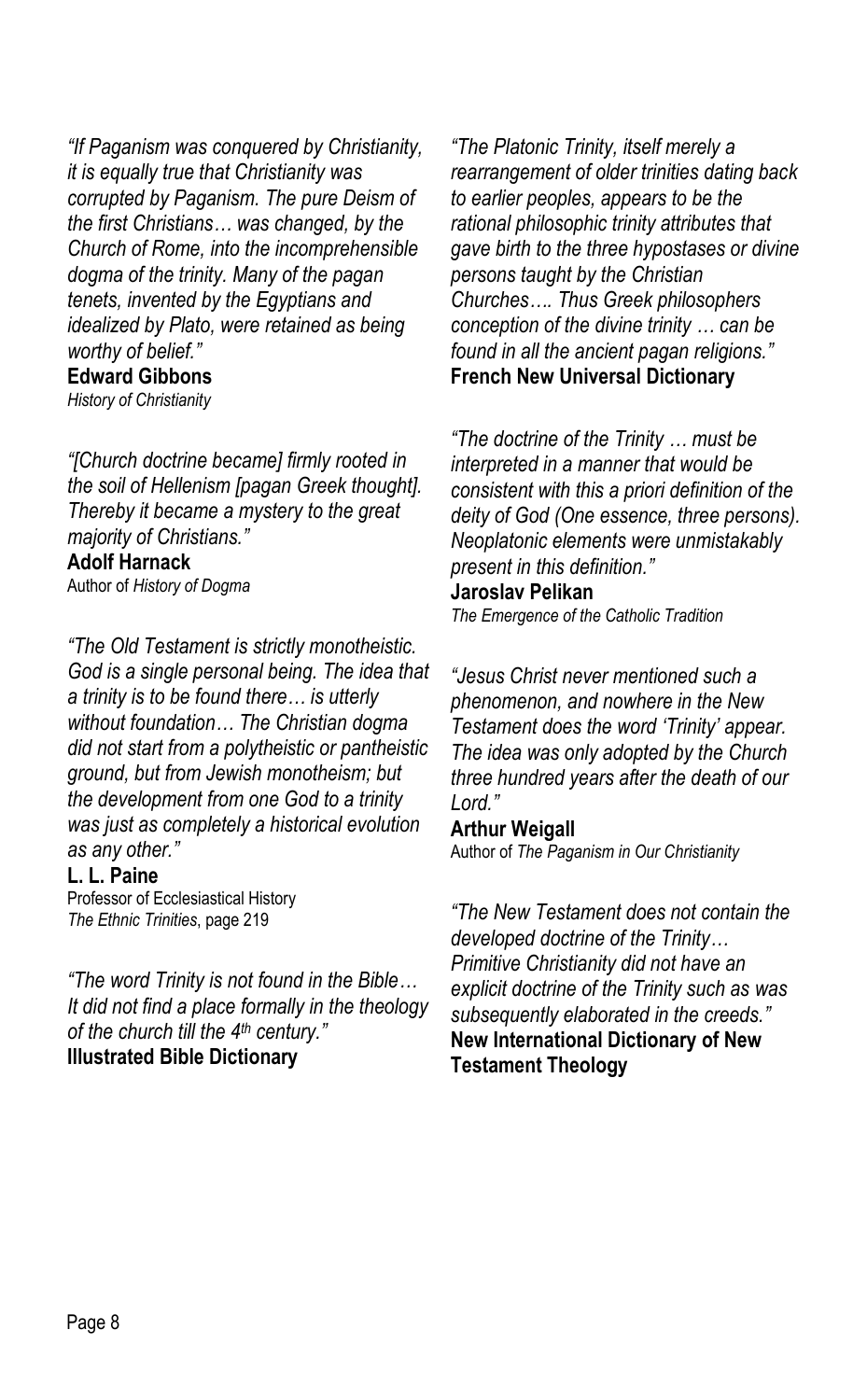*"If Paganism was conquered by Christianity, it is equally true that Christianity was corrupted by Paganism. The pure Deism of the first Christians… was changed, by the Church of Rome, into the incomprehensible dogma of the trinity. Many of the pagan tenets, invented by the Egyptians and idealized by Plato, were retained as being worthy of belief."*

**Edward Gibbons**
*History of Christianity*

*"[Church doctrine became] firmly rooted in the soil of Hellenism [pagan Greek thought]. Thereby it became a mystery to the great majority of Christians."*

**Adolf Harnack**
Author of *History of Dogma*

*"The Old Testament is strictly monotheistic. God is a single personal being. The idea that a trinity is to be found there… is utterly without foundation… The Christian dogma did not start from a polytheistic or pantheistic ground, but from Jewish monotheism; but the development from one God to a trinity was just as completely a historical evolution as any other."*

**L. L. Paine**
Professor of Ecclesiastical History
*The Ethnic Trinities*, page 219

*"The word Trinity is not found in the Bible… It did not find a place formally in the theology of the church till the 4th century."*

**Illustrated Bible Dictionary**

*"The Platonic Trinity, itself merely a rearrangement of older trinities dating back to earlier peoples, appears to be the rational philosophic trinity attributes that gave birth to the three hypostases or divine persons taught by the Christian Churches…. Thus Greek philosophers conception of the divine trinity … can be found in all the ancient pagan religions."*

**French New Universal Dictionary**

*"The doctrine of the Trinity … must be interpreted in a manner that would be consistent with this a priori definition of the deity of God (One essence, three persons). Neoplatonic elements were unmistakably present in this definition."*

**Jaroslav Pelikan**
*The Emergence of the Catholic Tradition*

*"Jesus Christ never mentioned such a phenomenon, and nowhere in the New Testament does the word 'Trinity' appear. The idea was only adopted by the Church three hundred years after the death of our Lord."*

**Arthur Weigall**
Author of *The Paganism in Our Christianity*

*"The New Testament does not contain the developed doctrine of the Trinity… Primitive Christianity did not have an explicit doctrine of the Trinity such as was subsequently elaborated in the creeds."*

**New International Dictionary of New Testament Theology**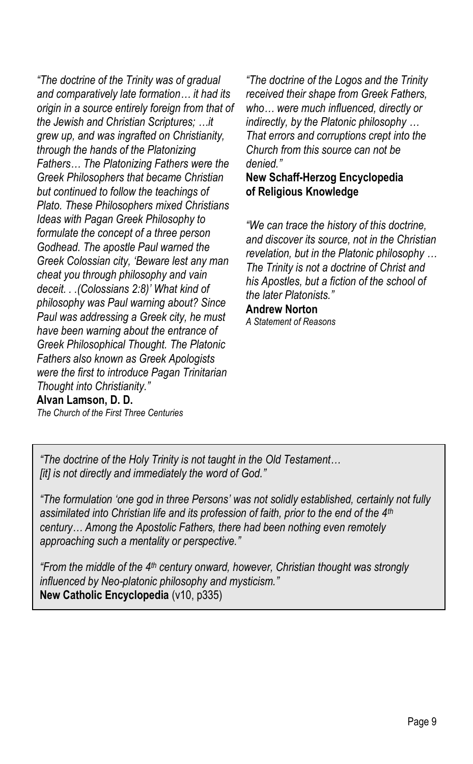*"The doctrine of the Trinity was of gradual and comparatively late formation… it had its origin in a source entirely foreign from that of the Jewish and Christian Scriptures; …it grew up, and was ingrafted on Christianity, through the hands of the Platonizing Fathers… The Platonizing Fathers were the Greek Philosophers that became Christian but continued to follow the teachings of Plato. These Philosophers mixed Christians Ideas with Pagan Greek Philosophy to formulate the concept of a three person Godhead. The apostle Paul warned the Greek Colossian city, 'Beware lest any man cheat you through philosophy and vain deceit. . .(Colossians 2:8)' What kind of philosophy was Paul warning about? Since Paul was addressing a Greek city, he must have been warning about the entrance of Greek Philosophical Thought. The Platonic Fathers also known as Greek Apologists were the first to introduce Pagan Trinitarian Thought into Christianity."*

**Alvan Lamson, D. D.**
*The Church of the First Three Centuries*

*"The doctrine of the Logos and the Trinity received their shape from Greek Fathers, who… were much influenced, directly or indirectly, by the Platonic philosophy … That errors and corruptions crept into the Church from this source can not be denied."*

**New Schaff-Herzog Encyclopedia of Religious Knowledge**

*"We can trace the history of this doctrine, and discover its source, not in the Christian revelation, but in the Platonic philosophy … The Trinity is not a doctrine of Christ and his Apostles, but a fiction of the school of the later Platonists."*

**Andrew Norton**
*A Statement of Reasons*

*"The doctrine of the Holy Trinity is not taught in the Old Testament… [it] is not directly and immediately the word of God."*

*"The formulation 'one god in three Persons' was not solidly established, certainly not fully assimilated into Christian life and its profession of faith, prior to the end of the 4th century… Among the Apostolic Fathers, there had been nothing even remotely approaching such a mentality or perspective."*

*"From the middle of the 4th century onward, however, Christian thought was strongly influenced by Neo-platonic philosophy and mysticism."*

**New Catholic Encyclopedia** (v10, p335)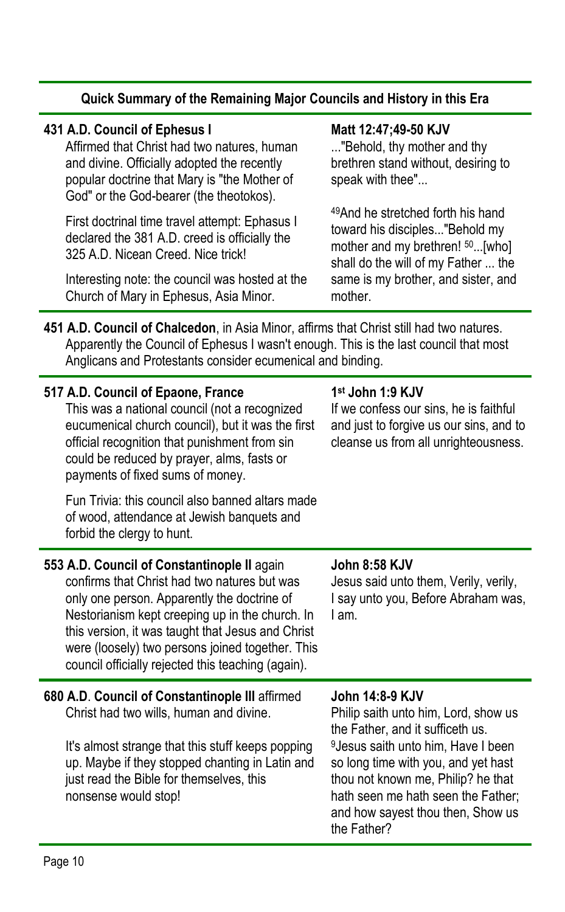## Quick Summary of the Remaining Major Councils and History in this Era

**431 A.D. Council of Ephesus I**
Affirmed that Christ had two natures, human and divine. Officially adopted the recently popular doctrine that Mary is "the Mother of God" or the God-bearer (the theotokos).

First doctrinal time travel attempt: Ephasus I declared the 381 A.D. creed is officially the 325 A.D. Nicean Creed. Nice trick!

Interesting note: the council was hosted at the Church of Mary in Ephesus, Asia Minor.

**Matt 12:47;49-50 KJV**
..."Behold, thy mother and thy brethren stand without, desiring to speak with thee"...

[49]And he stretched forth his hand toward his disciples..."Behold my mother and my brethren! [50]...[who] shall do the will of my Father ... the same is my brother, and sister, and mother.

**451 A.D. Council of Chalcedon**, in Asia Minor, affirms that Christ still had two natures. Apparently the Council of Ephesus I wasn't enough. This is the last council that most Anglicans and Protestants consider ecumenical and binding.

**517 A.D. Council of Epaone, France**
This was a national council (not a recognized eucumenical church council), but it was the first official recognition that punishment from sin could be reduced by prayer, alms, fasts or payments of fixed sums of money.

Fun Trivia: this council also banned altars made of wood, attendance at Jewish banquets and forbid the clergy to hunt.

**1st John 1:9 KJV**
If we confess our sins, he is faithful and just to forgive us our sins, and to cleanse us from all unrighteousness.

**553 A.D. Council of Constantinople II** again confirms that Christ had two natures but was only one person. Apparently the doctrine of Nestorianism kept creeping up in the church. In this version, it was taught that Jesus and Christ were (loosely) two persons joined together. This council officially rejected this teaching (again).

**John 8:58 KJV**
Jesus said unto them, Verily, verily, I say unto you, Before Abraham was, I am.

**680 A.D. Council of Constantinople III** affirmed Christ had two wills, human and divine.

It's almost strange that this stuff keeps popping up. Maybe if they stopped chanting in Latin and just read the Bible for themselves, this nonsense would stop!

**John 14:8-9 KJV**
Philip saith unto him, Lord, show us the Father, and it sufficeth us. [9]Jesus saith unto him, Have I been so long time with you, and yet hast thou not known me, Philip? he that hath seen me hath seen the Father; and how sayest thou then, Show us the Father?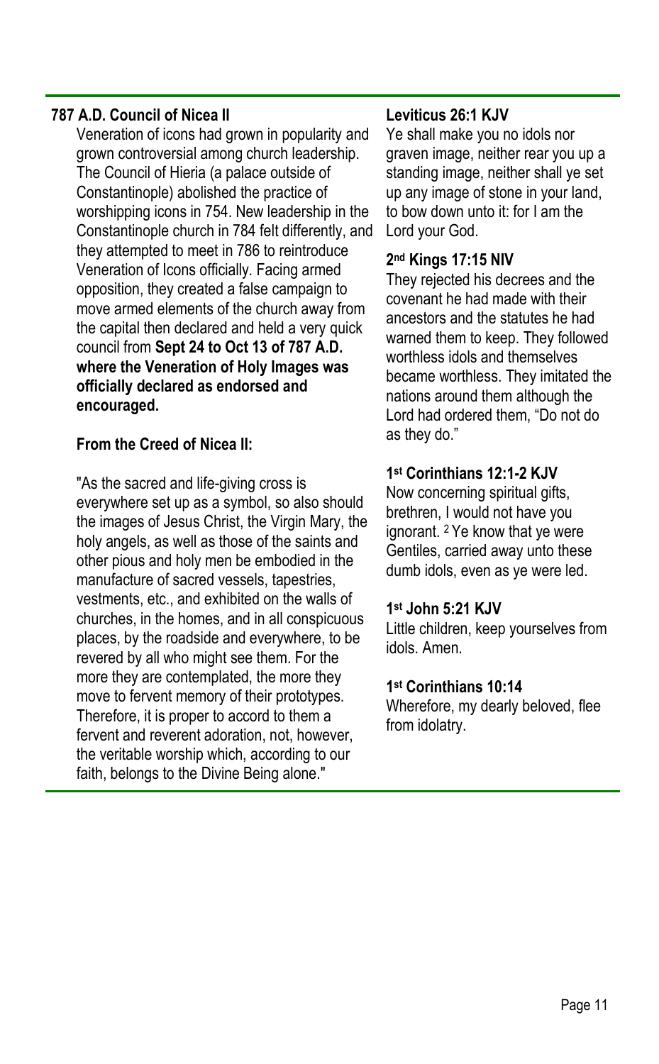### 787 A.D. Council of Nicea II

Veneration of icons had grown in popularity and grown controversial among church leadership. The Council of Hieria (a palace outside of Constantinople) abolished the practice of worshipping icons in 754. New leadership in the Constantinople church in 784 felt differently, and they attempted to meet in 786 to reintroduce Veneration of Icons officially. Facing armed opposition, they created a false campaign to move armed elements of the church away from the capital then declared and held a very quick council from **Sept 24 to Oct 13 of 787 A.D. where the Veneration of Holy Images was officially declared as endorsed and encouraged.**

**From the Creed of Nicea II:**

"As the sacred and life-giving cross is everywhere set up as a symbol, so also should the images of Jesus Christ, the Virgin Mary, the holy angels, as well as those of the saints and other pious and holy men be embodied in the manufacture of sacred vessels, tapestries, vestments, etc., and exhibited on the walls of churches, in the homes, and in all conspicuous places, by the roadside and everywhere, to be revered by all who might see them. For the more they are contemplated, the more they move to fervent memory of their prototypes. Therefore, it is proper to accord to them a fervent and reverent adoration, not, however, the veritable worship which, according to our faith, belongs to the Divine Being alone."

**Leviticus 26:1 KJV**

Ye shall make you no idols nor graven image, neither rear you up a standing image, neither shall ye set up any image of stone in your land, to bow down unto it: for I am the Lord your God.

**2nd Kings 17:15 NIV**

They rejected his decrees and the covenant he had made with their ancestors and the statutes he had warned them to keep. They followed worthless idols and themselves became worthless. They imitated the nations around them although the Lord had ordered them, "Do not do as they do."

**1st Corinthians 12:1-2 KJV**

Now concerning spiritual gifts, brethren, I would not have you ignorant. [2] Ye know that ye were Gentiles, carried away unto these dumb idols, even as ye were led.

**1st John 5:21 KJV**

Little children, keep yourselves from idols. Amen.

**1st Corinthians 10:14**

Wherefore, my dearly beloved, flee from idolatry.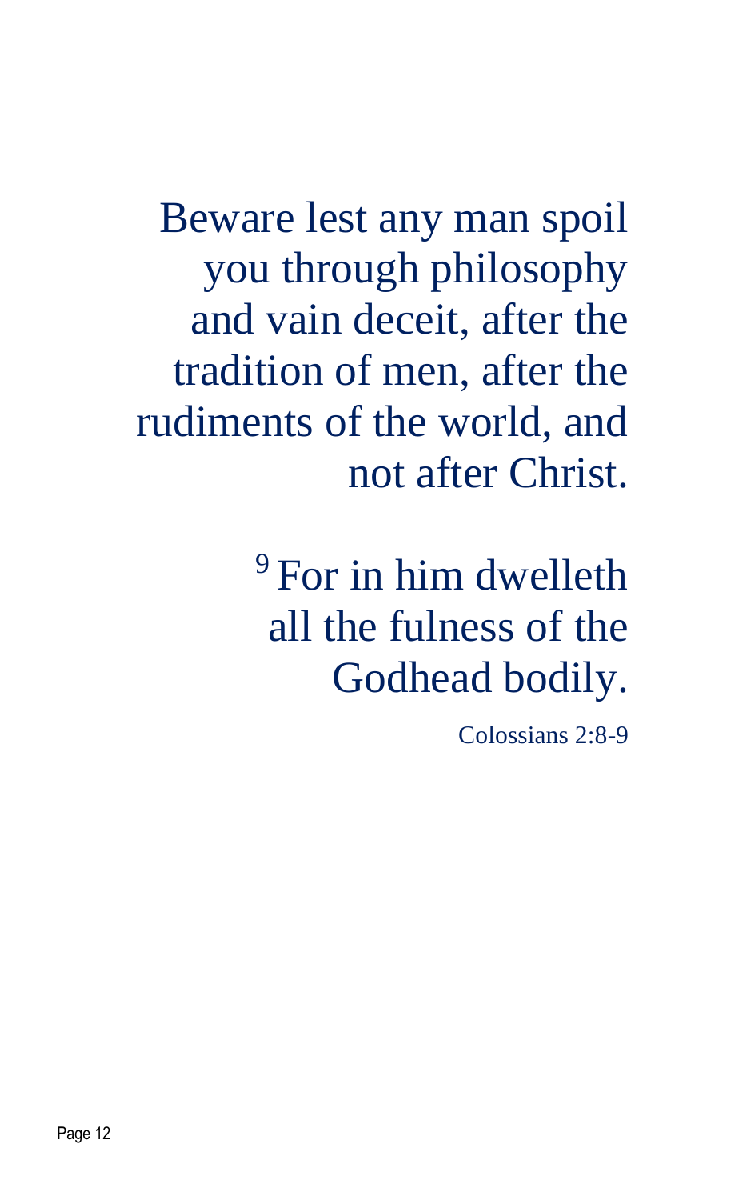Beware lest any man spoil you through philosophy and vain deceit, after the tradition of men, after the rudiments of the world, and not after Christ.

[9] For in him dwelleth all the fulness of the Godhead bodily.

Colossians 2:8-9